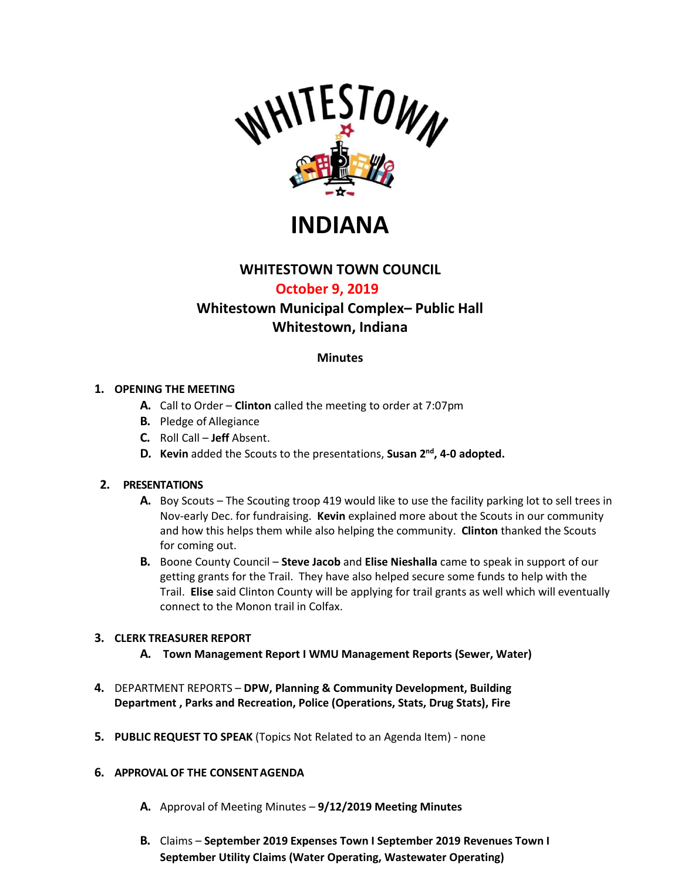# WHITESTOWN

# INDIANA

## WHITESTOWN TOWN COUNCIL

### October 9, 2019

### Whitestown Municipal Complex– Public Hall
### Whitestown, Indiana

**Minutes**

1. **OPENING THE MEETING**
   - **A.** Call to Order – **Clinton** called the meeting to order at 7:07pm
   - **B.** Pledge of Allegiance
   - **C.** Roll Call – **Jeff** Absent.
   - **D.** **Kevin** added the Scouts to the presentations, **Susan 2nd, 4-0 adopted.**

2. **PRESENTATIONS**
   - **A.** Boy Scouts – The Scouting troop 419 would like to use the facility parking lot to sell trees in Nov-early Dec. for fundraising. **Kevin** explained more about the Scouts in our community and how this helps them while also helping the community. **Clinton** thanked the Scouts for coming out.
   - **B.** Boone County Council – **Steve Jacob** and **Elise Nieshalla** came to speak in support of our getting grants for the Trail. They have also helped secure some funds to help with the Trail. **Elise** said Clinton County will be applying for trail grants as well which will eventually connect to the Monon trail in Colfax.

3. **CLERK TREASURER REPORT**
   - **A. Town Management Report I WMU Management Reports (Sewer, Water)**

4. DEPARTMENT REPORTS – **DPW, Planning & Community Development, Building Department , Parks and Recreation, Police (Operations, Stats, Drug Stats), Fire**

5. **PUBLIC REQUEST TO SPEAK** (Topics Not Related to an Agenda Item) - none

6. **APPROVAL OF THE CONSENT AGENDA**
   - **A.** Approval of Meeting Minutes – **9/12/2019 Meeting Minutes**
   - **B.** Claims – **September 2019 Expenses Town I September 2019 Revenues Town I September Utility Claims (Water Operating, Wastewater Operating)**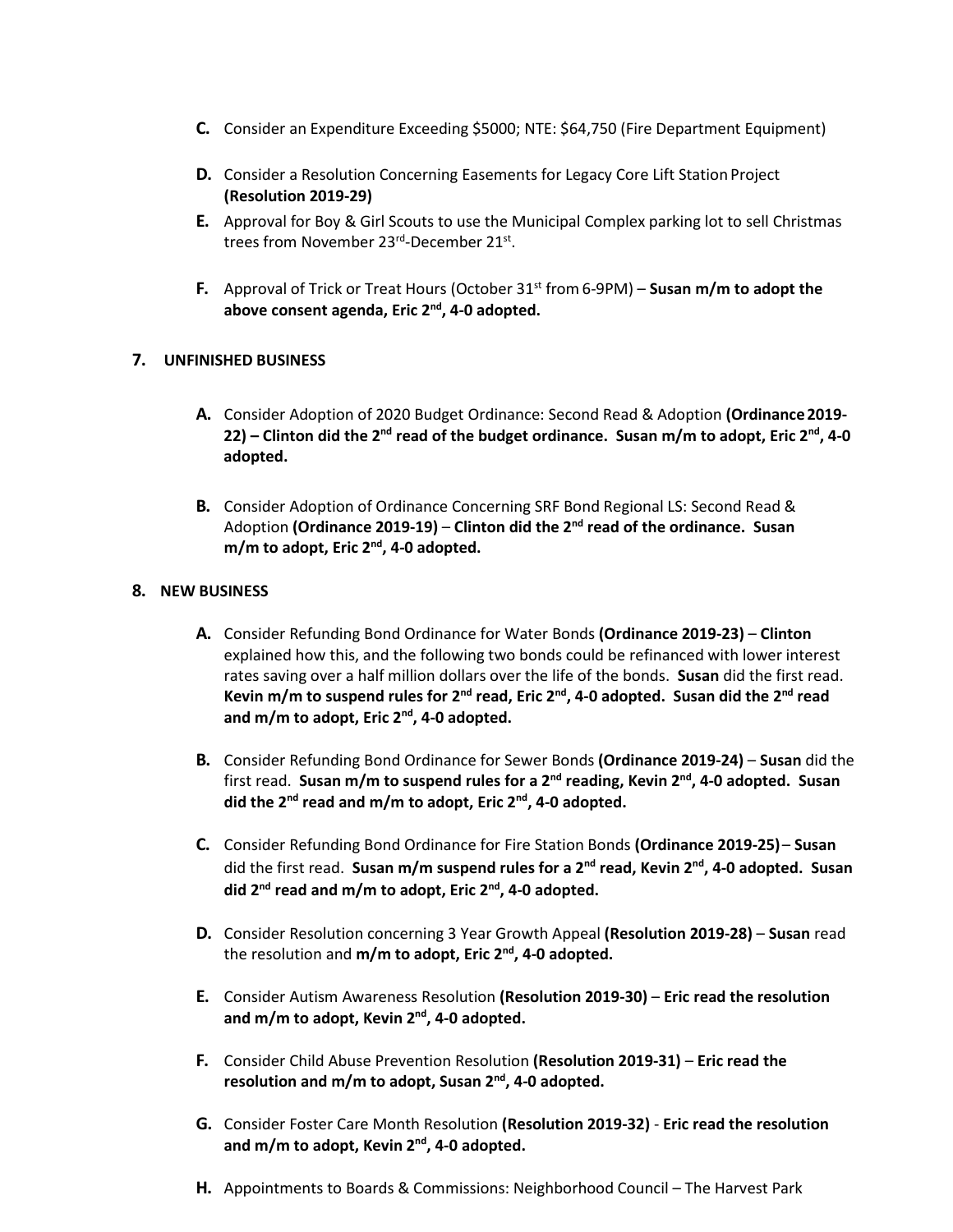- **C.** Consider an Expenditure Exceeding $5000; NTE: $64,750 (Fire Department Equipment)

- **D.** Consider a Resolution Concerning Easements for Legacy Core Lift Station Project **(Resolution 2019-29)**

- **E.** Approval for Boy & Girl Scouts to use the Municipal Complex parking lot to sell Christmas trees from November 23rd-December 21st.

- **F.** Approval of Trick or Treat Hours (October 31st from 6-9PM) – **Susan m/m to adopt the above consent agenda, Eric 2nd, 4-0 adopted.**

## 7. UNFINISHED BUSINESS

- **A.** Consider Adoption of 2020 Budget Ordinance: Second Read & Adoption **(Ordinance 2019-22) – Clinton did the 2nd read of the budget ordinance. Susan m/m to adopt, Eric 2nd, 4-0 adopted.**

- **B.** Consider Adoption of Ordinance Concerning SRF Bond Regional LS: Second Read & Adoption **(Ordinance 2019-19)** – **Clinton did the 2nd read of the ordinance. Susan m/m to adopt, Eric 2nd, 4-0 adopted.**

## 8. NEW BUSINESS

- **A.** Consider Refunding Bond Ordinance for Water Bonds **(Ordinance 2019-23)** – **Clinton** explained how this, and the following two bonds could be refinanced with lower interest rates saving over a half million dollars over the life of the bonds. **Susan** did the first read. **Kevin m/m to suspend rules for 2nd read, Eric 2nd, 4-0 adopted. Susan did the 2nd read and m/m to adopt, Eric 2nd, 4-0 adopted.**

- **B.** Consider Refunding Bond Ordinance for Sewer Bonds **(Ordinance 2019-24)** – **Susan** did the first read. **Susan m/m to suspend rules for a 2nd reading, Kevin 2nd, 4-0 adopted. Susan did the 2nd read and m/m to adopt, Eric 2nd, 4-0 adopted.**

- **C.** Consider Refunding Bond Ordinance for Fire Station Bonds **(Ordinance 2019-25)** – **Susan** did the first read. **Susan m/m suspend rules for a 2nd read, Kevin 2nd, 4-0 adopted. Susan did 2nd read and m/m to adopt, Eric 2nd, 4-0 adopted.**

- **D.** Consider Resolution concerning 3 Year Growth Appeal **(Resolution 2019-28)** – **Susan** read the resolution and **m/m to adopt, Eric 2nd, 4-0 adopted.**

- **E.** Consider Autism Awareness Resolution **(Resolution 2019-30)** – **Eric read the resolution and m/m to adopt, Kevin 2nd, 4-0 adopted.**

- **F.** Consider Child Abuse Prevention Resolution **(Resolution 2019-31)** – **Eric read the resolution and m/m to adopt, Susan 2nd, 4-0 adopted.**

- **G.** Consider Foster Care Month Resolution **(Resolution 2019-32)** - **Eric read the resolution and m/m to adopt, Kevin 2nd, 4-0 adopted.**

- **H.** Appointments to Boards & Commissions: Neighborhood Council – The Harvest Park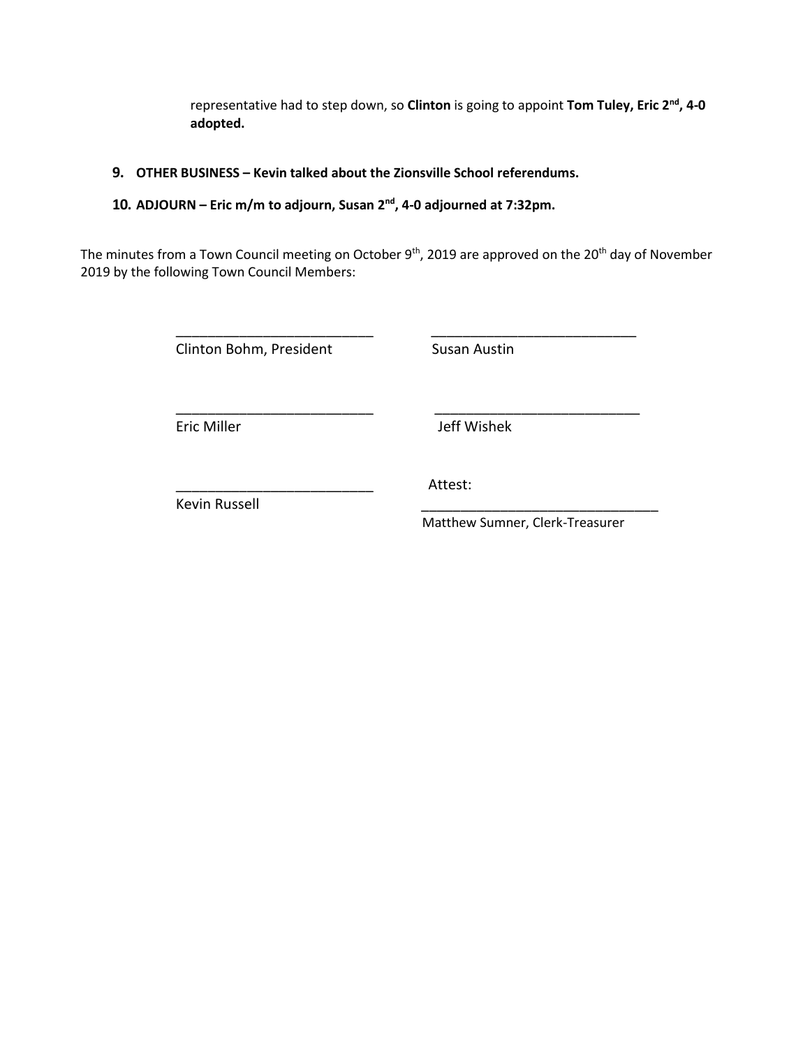representative had to step down, so **Clinton** is going to appoint **Tom Tuley, Eric 2nd, 4-0 adopted.**

9. **OTHER BUSINESS – Kevin talked about the Zionsville School referendums.**

10. **ADJOURN – Eric m/m to adjourn, Susan 2nd, 4-0 adjourned at 7:32pm.**

The minutes from a Town Council meeting on October 9th, 2019 are approved on the 20th day of November 2019 by the following Town Council Members:

| | |
|---|---|
| \_\_\_\_\_\_\_\_\_\_\_\_\_\_\_\_\_\_\_\_\_\_\_\_\_\_ | \_\_\_\_\_\_\_\_\_\_\_\_\_\_\_\_\_\_\_\_\_\_\_\_\_\_\_ |
| Clinton Bohm, President | Susan Austin |
| \_\_\_\_\_\_\_\_\_\_\_\_\_\_\_\_\_\_\_\_\_\_\_\_\_\_ | \_\_\_\_\_\_\_\_\_\_\_\_\_\_\_\_\_\_\_\_\_\_\_\_\_\_\_ |
| Eric Miller | Jeff Wishek |
| \_\_\_\_\_\_\_\_\_\_\_\_\_\_\_\_\_\_\_\_\_\_\_\_\_\_ | Attest: |
| Kevin Russell | \_\_\_\_\_\_\_\_\_\_\_\_\_\_\_\_\_\_\_\_\_\_\_\_\_\_\_\_\_\_\_ |
| | Matthew Sumner, Clerk-Treasurer |